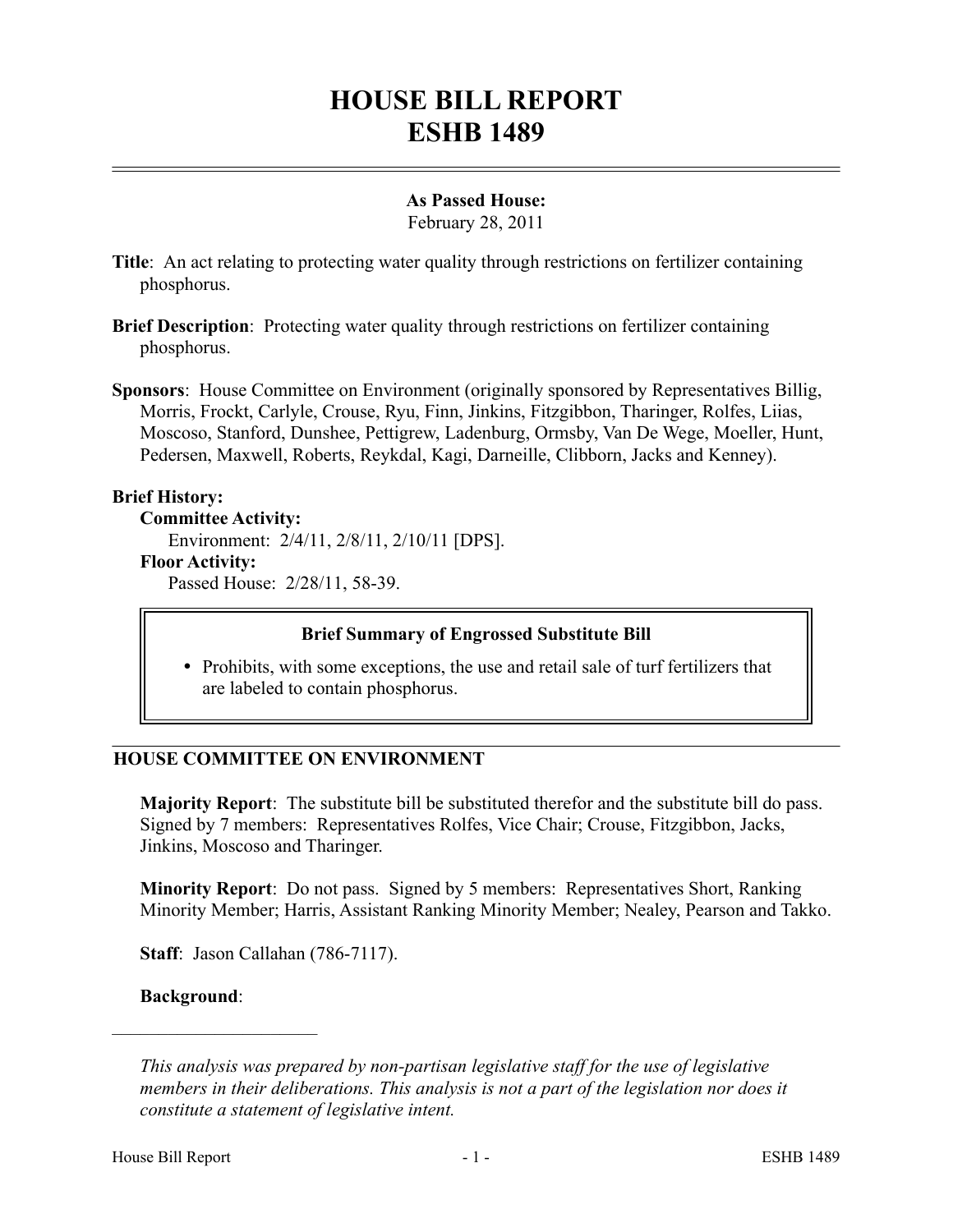# HOUSE BILL REPORT
# ESHB 1489

**As Passed House:**
February 28, 2011

**Title**: An act relating to protecting water quality through restrictions on fertilizer containing phosphorus.

**Brief Description**: Protecting water quality through restrictions on fertilizer containing phosphorus.

**Sponsors**: House Committee on Environment (originally sponsored by Representatives Billig, Morris, Frockt, Carlyle, Crouse, Ryu, Finn, Jinkins, Fitzgibbon, Tharinger, Rolfes, Liias, Moscoso, Stanford, Dunshee, Pettigrew, Ladenburg, Ormsby, Van De Wege, Moeller, Hunt, Pedersen, Maxwell, Roberts, Reykdal, Kagi, Darneille, Clibborn, Jacks and Kenney).

**Brief History:**

**Committee Activity:**

Environment: 2/4/11, 2/8/11, 2/10/11 [DPS].

**Floor Activity:**

Passed House: 2/28/11, 58-39.

> **Brief Summary of Engrossed Substitute Bill**
>
> - Prohibits, with some exceptions, the use and retail sale of turf fertilizers that are labeled to contain phosphorus.

## HOUSE COMMITTEE ON ENVIRONMENT

**Majority Report**: The substitute bill be substituted therefor and the substitute bill do pass. Signed by 7 members: Representatives Rolfes, Vice Chair; Crouse, Fitzgibbon, Jacks, Jinkins, Moscoso and Tharinger.

**Minority Report**: Do not pass. Signed by 5 members: Representatives Short, Ranking Minority Member; Harris, Assistant Ranking Minority Member; Nealey, Pearson and Takko.

**Staff**: Jason Callahan (786-7117).

**Background**:

---

*This analysis was prepared by non-partisan legislative staff for the use of legislative members in their deliberations. This analysis is not a part of the legislation nor does it constitute a statement of legislative intent.*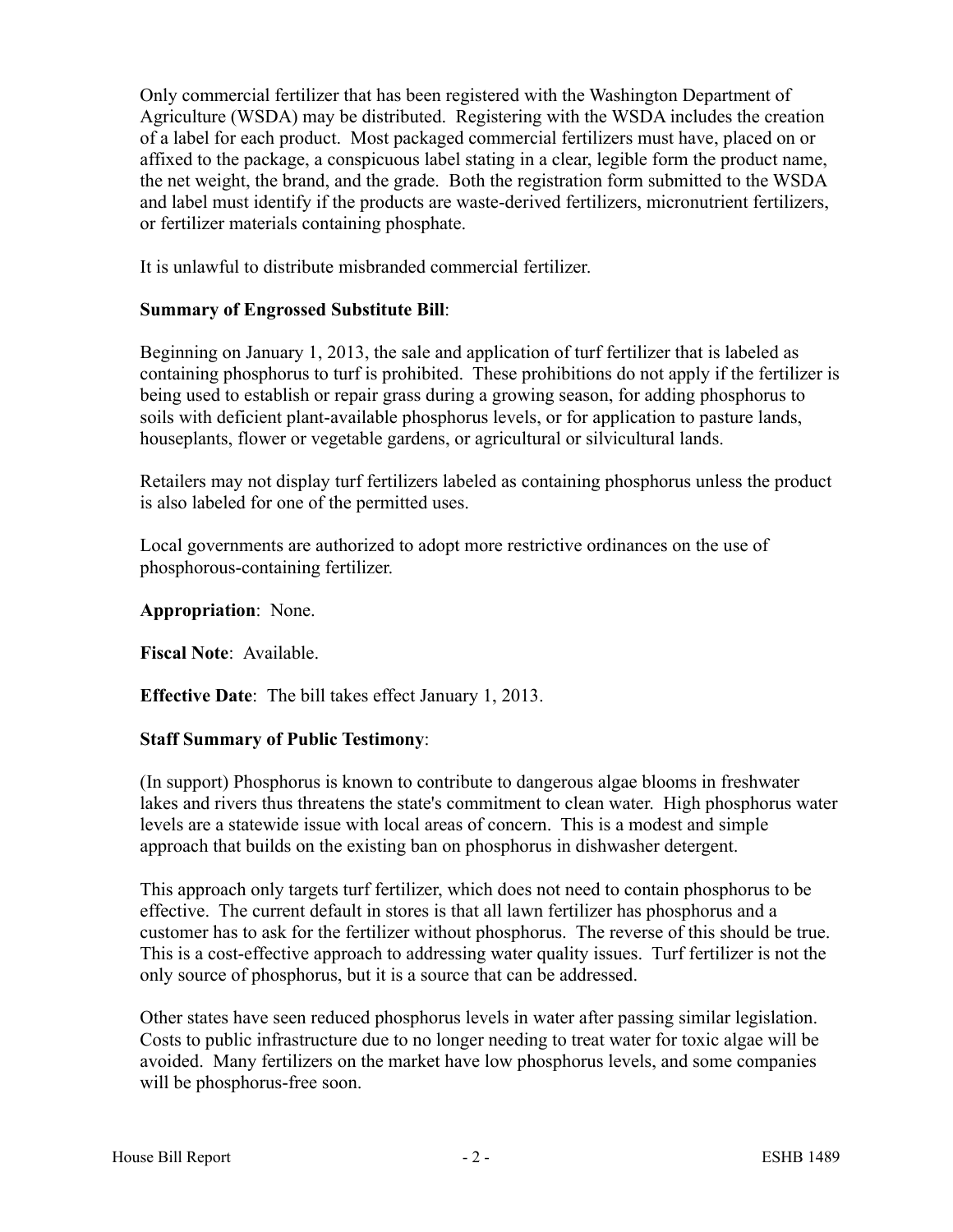Only commercial fertilizer that has been registered with the Washington Department of Agriculture (WSDA) may be distributed. Registering with the WSDA includes the creation of a label for each product. Most packaged commercial fertilizers must have, placed on or affixed to the package, a conspicuous label stating in a clear, legible form the product name, the net weight, the brand, and the grade. Both the registration form submitted to the WSDA and label must identify if the products are waste-derived fertilizers, micronutrient fertilizers, or fertilizer materials containing phosphate.

It is unlawful to distribute misbranded commercial fertilizer.

**Summary of Engrossed Substitute Bill**:

Beginning on January 1, 2013, the sale and application of turf fertilizer that is labeled as containing phosphorus to turf is prohibited. These prohibitions do not apply if the fertilizer is being used to establish or repair grass during a growing season, for adding phosphorus to soils with deficient plant-available phosphorus levels, or for application to pasture lands, houseplants, flower or vegetable gardens, or agricultural or silvicultural lands.

Retailers may not display turf fertilizers labeled as containing phosphorus unless the product is also labeled for one of the permitted uses.

Local governments are authorized to adopt more restrictive ordinances on the use of phosphorous-containing fertilizer.

**Appropriation**: None.

**Fiscal Note**: Available.

**Effective Date**: The bill takes effect January 1, 2013.

**Staff Summary of Public Testimony**:

(In support) Phosphorus is known to contribute to dangerous algae blooms in freshwater lakes and rivers thus threatens the state's commitment to clean water. High phosphorus water levels are a statewide issue with local areas of concern. This is a modest and simple approach that builds on the existing ban on phosphorus in dishwasher detergent.

This approach only targets turf fertilizer, which does not need to contain phosphorus to be effective. The current default in stores is that all lawn fertilizer has phosphorus and a customer has to ask for the fertilizer without phosphorus. The reverse of this should be true. This is a cost-effective approach to addressing water quality issues. Turf fertilizer is not the only source of phosphorus, but it is a source that can be addressed.

Other states have seen reduced phosphorus levels in water after passing similar legislation. Costs to public infrastructure due to no longer needing to treat water for toxic algae will be avoided. Many fertilizers on the market have low phosphorus levels, and some companies will be phosphorus-free soon.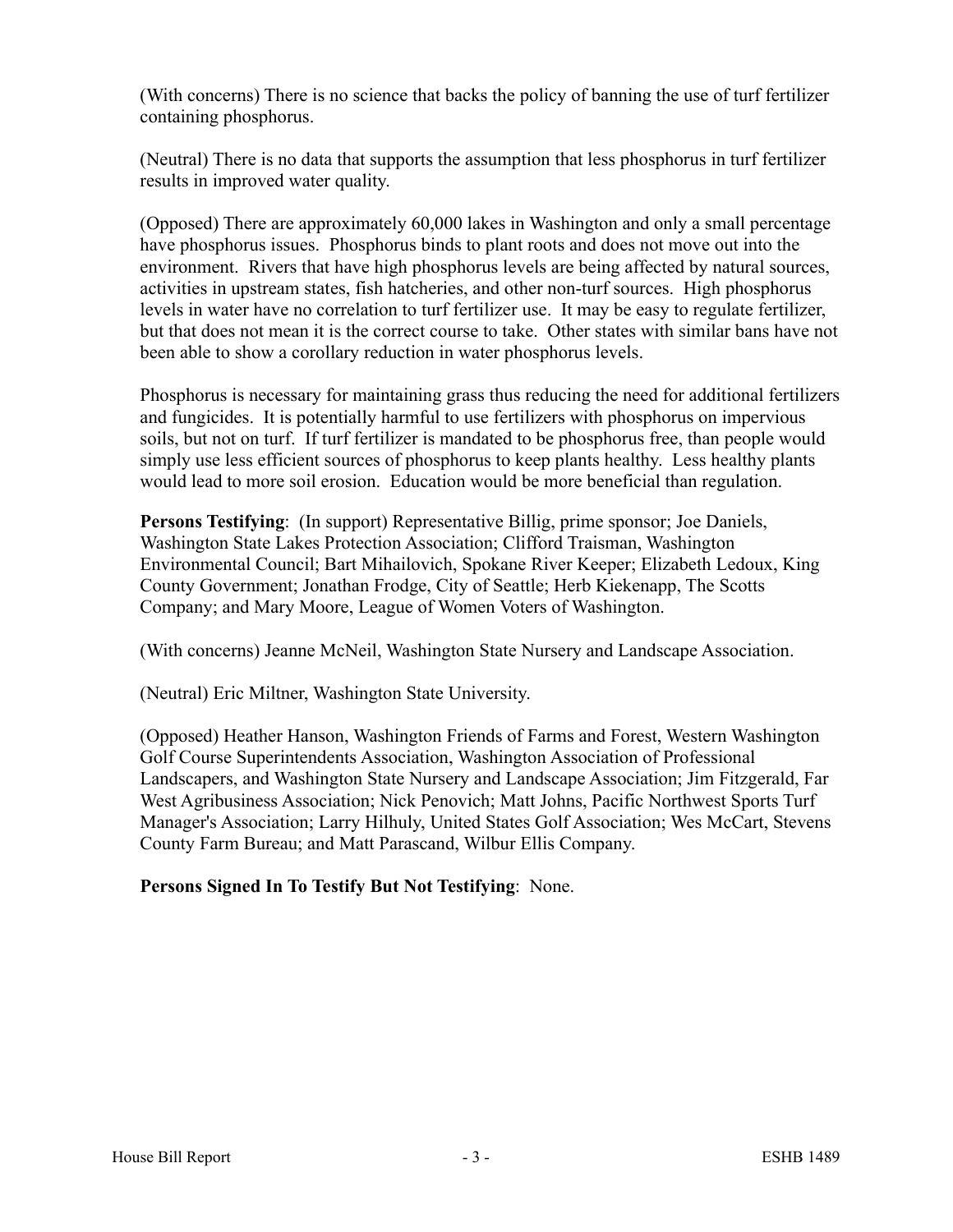(With concerns) There is no science that backs the policy of banning the use of turf fertilizer containing phosphorus.

(Neutral) There is no data that supports the assumption that less phosphorus in turf fertilizer results in improved water quality.

(Opposed) There are approximately 60,000 lakes in Washington and only a small percentage have phosphorus issues. Phosphorus binds to plant roots and does not move out into the environment. Rivers that have high phosphorus levels are being affected by natural sources, activities in upstream states, fish hatcheries, and other non-turf sources. High phosphorus levels in water have no correlation to turf fertilizer use. It may be easy to regulate fertilizer, but that does not mean it is the correct course to take. Other states with similar bans have not been able to show a corollary reduction in water phosphorus levels.

Phosphorus is necessary for maintaining grass thus reducing the need for additional fertilizers and fungicides. It is potentially harmful to use fertilizers with phosphorus on impervious soils, but not on turf. If turf fertilizer is mandated to be phosphorus free, than people would simply use less efficient sources of phosphorus to keep plants healthy. Less healthy plants would lead to more soil erosion. Education would be more beneficial than regulation.

**Persons Testifying**: (In support) Representative Billig, prime sponsor; Joe Daniels, Washington State Lakes Protection Association; Clifford Traisman, Washington Environmental Council; Bart Mihailovich, Spokane River Keeper; Elizabeth Ledoux, King County Government; Jonathan Frodge, City of Seattle; Herb Kiekenapp, The Scotts Company; and Mary Moore, League of Women Voters of Washington.

(With concerns) Jeanne McNeil, Washington State Nursery and Landscape Association.

(Neutral) Eric Miltner, Washington State University.

(Opposed) Heather Hanson, Washington Friends of Farms and Forest, Western Washington Golf Course Superintendents Association, Washington Association of Professional Landscapers, and Washington State Nursery and Landscape Association; Jim Fitzgerald, Far West Agribusiness Association; Nick Penovich; Matt Johns, Pacific Northwest Sports Turf Manager's Association; Larry Hilhuly, United States Golf Association; Wes McCart, Stevens County Farm Bureau; and Matt Parascand, Wilbur Ellis Company.

**Persons Signed In To Testify But Not Testifying**: None.